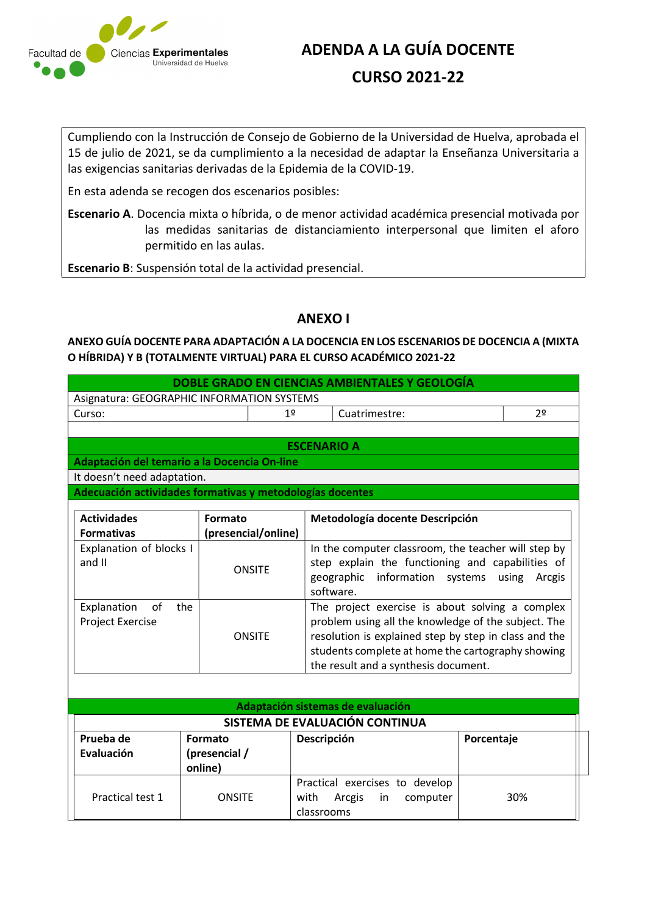Facultad de Ciencias **Experimentales**
Universidad de Huelva

# ADENDA A LA GUÍA DOCENTE

# CURSO 2021-22

Cumpliendo con la Instrucción de Consejo de Gobierno de la Universidad de Huelva, aprobada el 15 de julio de 2021, se da cumplimiento a la necesidad de adaptar la Enseñanza Universitaria a las exigencias sanitarias derivadas de la Epidemia de la COVID-19.

En esta adenda se recogen dos escenarios posibles:

**Escenario A**. Docencia mixta o híbrida, o de menor actividad académica presencial motivada por las medidas sanitarias de distanciamiento interpersonal que limiten el aforo permitido en las aulas.

**Escenario B**: Suspensión total de la actividad presencial.

## ANEXO I

**ANEXO GUÍA DOCENTE PARA ADAPTACIÓN A LA DOCENCIA EN LOS ESCENARIOS DE DOCENCIA A (MIXTA O HÍBRIDA) Y B (TOTALMENTE VIRTUAL) PARA EL CURSO ACADÉMICO 2021-22**

| DOBLE GRADO EN CIENCIAS AMBIENTALES Y GEOLOGÍA | | | |
|---|---|---|---|
| Asignatura: GEOGRAPHIC INFORMATION SYSTEMS | | | |
| Curso: | 1º | Cuatrimestre: | 2º |

**ESCENARIO A**

**Adaptación del temario a la Docencia On-line**

It doesn't need adaptation.

**Adecuación actividades formativas y metodologías docentes**

| Actividades Formativas | Formato (presencial/online) | Metodología docente Descripción |
|---|---|---|
| Explanation of blocks I and II | ONSITE | In the computer classroom, the teacher will step by step explain the functioning and capabilities of geographic information systems using Arcgis software. |
| Explanation of the Project Exercise | ONSITE | The project exercise is about solving a complex problem using all the knowledge of the subject. The resolution is explained step by step in class and the students complete at home the cartography showing the result and a synthesis document. |

**Adaptación sistemas de evaluación**

**SISTEMA DE EVALUACIÓN CONTINUA**

| Prueba de Evaluación | Formato (presencial / online) | Descripción | Porcentaje |
|---|---|---|---|
| Practical test 1 | ONSITE | Practical exercises to develop with Arcgis in computer classrooms | 30% |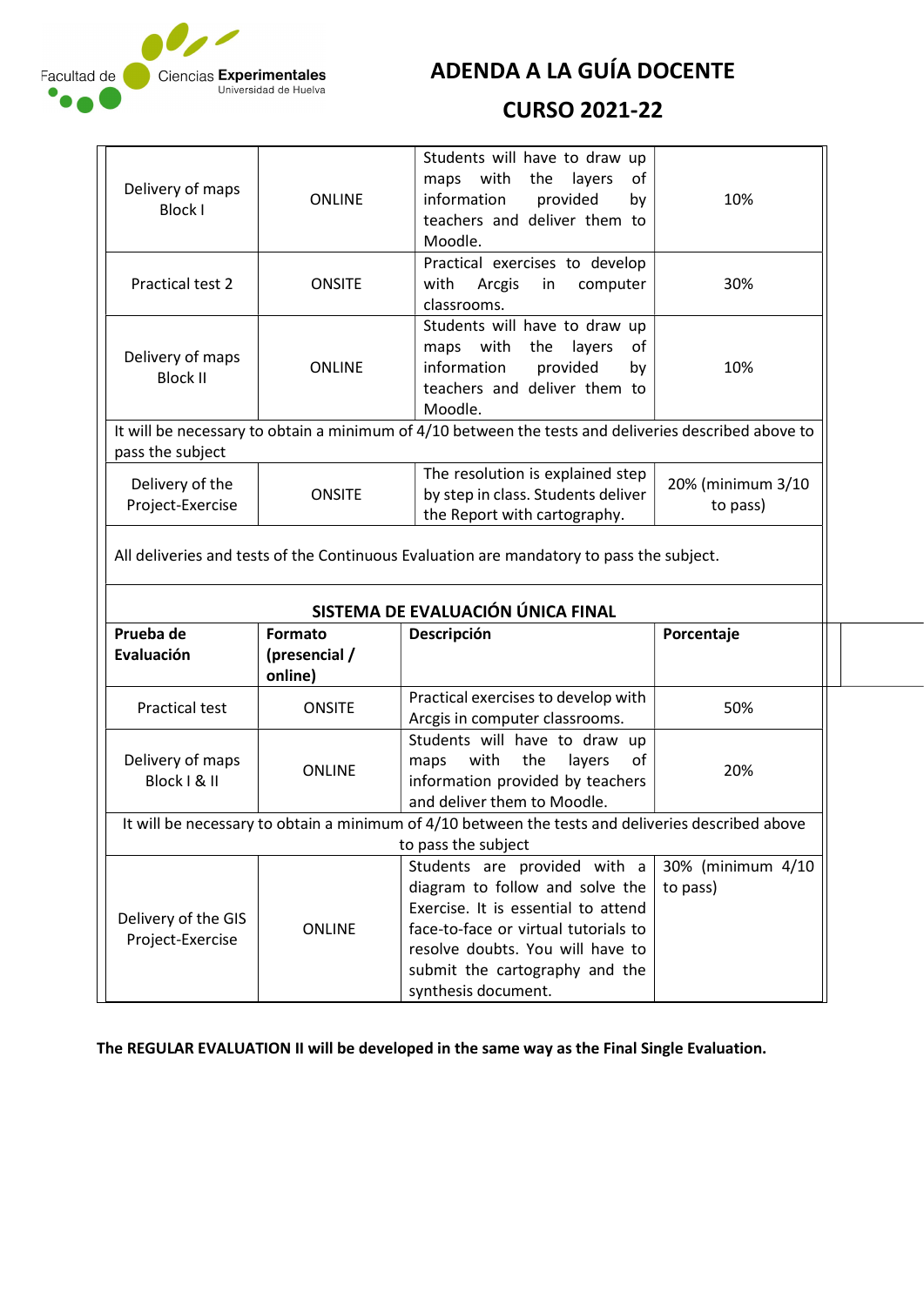# ADENDA A LA GUÍA DOCENTE

## CURSO 2021-22

| | | | |
|---|---|---|---|
| Delivery of maps Block I | ONLINE | Students will have to draw up maps with the layers of information provided by teachers and deliver them to Moodle. | 10% |
| Practical test 2 | ONSITE | Practical exercises to develop with Arcgis in computer classrooms. | 30% |
| Delivery of maps Block II | ONLINE | Students will have to draw up maps with the layers of information provided by teachers and deliver them to Moodle. | 10% |
| It will be necessary to obtain a minimum of 4/10 between the tests and deliveries described above to pass the subject | | | |
| Delivery of the Project-Exercise | ONSITE | The resolution is explained step by step in class. Students deliver the Report with cartography. | 20% (minimum 3/10 to pass) |
| All deliveries and tests of the Continuous Evaluation are mandatory to pass the subject. | | | |

**SISTEMA DE EVALUACIÓN ÚNICA FINAL**

| Prueba de Evaluación | Formato (presencial / online) | Descripción | Porcentaje |
|---|---|---|---|
| Practical test | ONSITE | Practical exercises to develop with Arcgis in computer classrooms. | 50% |
| Delivery of maps Block I & II | ONLINE | Students will have to draw up maps with the layers of information provided by teachers and deliver them to Moodle. | 20% |
| It will be necessary to obtain a minimum of 4/10 between the tests and deliveries described above to pass the subject | | | |
| Delivery of the GIS Project-Exercise | ONLINE | Students are provided with a diagram to follow and solve the Exercise. It is essential to attend face-to-face or virtual tutorials to resolve doubts. You will have to submit the cartography and the synthesis document. | 30% (minimum 4/10 to pass) |

**The REGULAR EVALUATION II will be developed in the same way as the Final Single Evaluation.**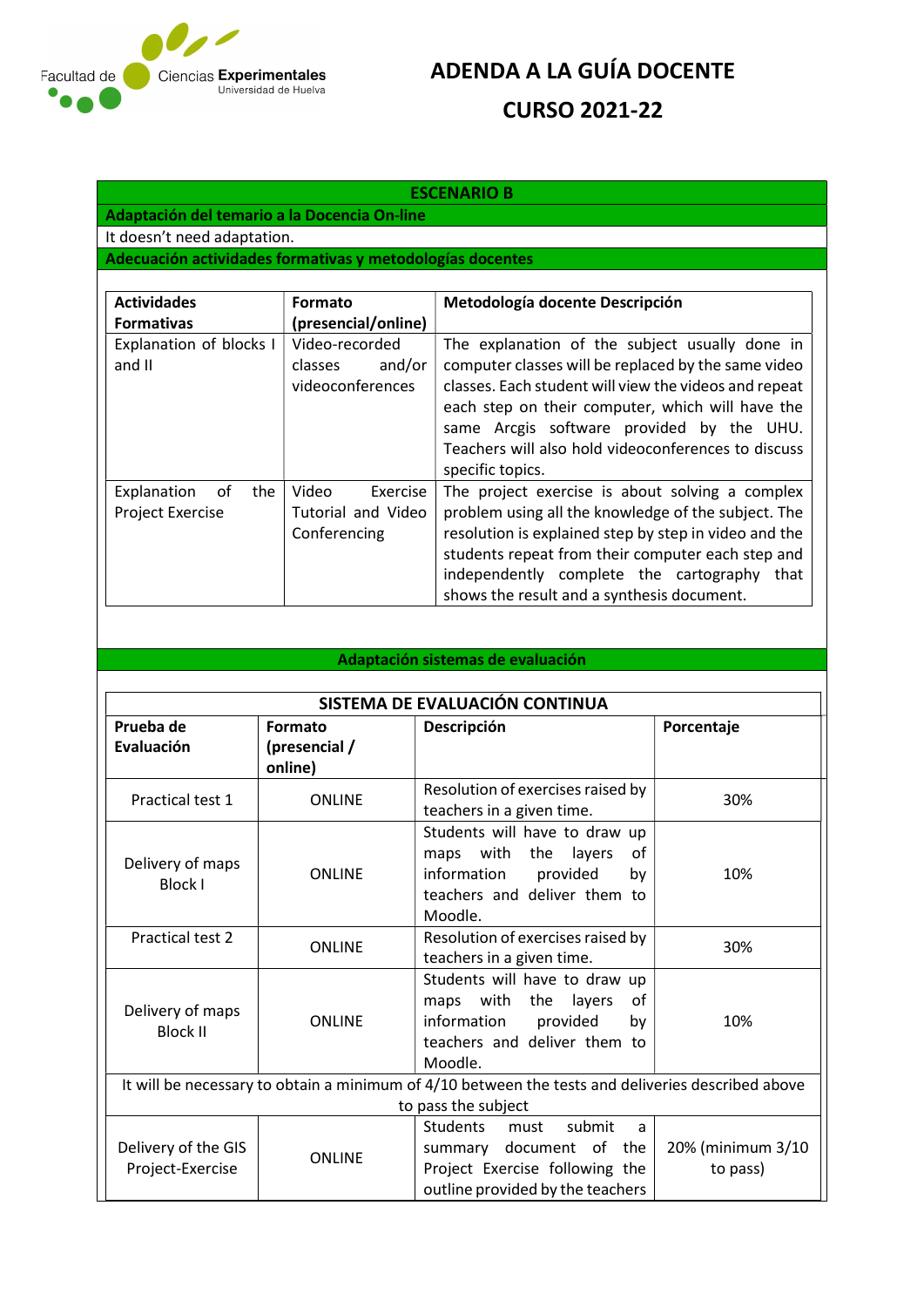# ADENDA A LA GUÍA DOCENTE

## CURSO 2021-22

## ESCENARIO B

**Adaptación del temario a la Docencia On-line**

It doesn't need adaptation.

**Adecuación actividades formativas y metodologías docentes**

| Actividades Formativas | Formato (presencial/online) | Metodología docente Descripción |
|---|---|---|
| Explanation of blocks I and II | Video-recorded classes and/or videoconferences | The explanation of the subject usually done in computer classes will be replaced by the same video classes. Each student will view the videos and repeat each step on their computer, which will have the same Arcgis software provided by the UHU. Teachers will also hold videoconferences to discuss specific topics. |
| Explanation of the Project Exercise | Video Exercise Tutorial and Video Conferencing | The project exercise is about solving a complex problem using all the knowledge of the subject. The resolution is explained step by step in video and the students repeat from their computer each step and independently complete the cartography that shows the result and a synthesis document. |

**Adaptación sistemas de evaluación**

| SISTEMA DE EVALUACIÓN CONTINUA | | | |
|---|---|---|---|
| **Prueba de Evaluación** | **Formato (presencial / online)** | **Descripción** | **Porcentaje** |
| Practical test 1 | ONLINE | Resolution of exercises raised by teachers in a given time. | 30% |
| Delivery of maps Block I | ONLINE | Students will have to draw up maps with the layers of information provided by teachers and deliver them to Moodle. | 10% |
| Practical test 2 | ONLINE | Resolution of exercises raised by teachers in a given time. | 30% |
| Delivery of maps Block II | ONLINE | Students will have to draw up maps with the layers of information provided by teachers and deliver them to Moodle. | 10% |
| It will be necessary to obtain a minimum of 4/10 between the tests and deliveries described above to pass the subject | | | |
| Delivery of the GIS Project-Exercise | ONLINE | Students must submit a summary document of the Project Exercise following the outline provided by the teachers | 20% (minimum 3/10 to pass) |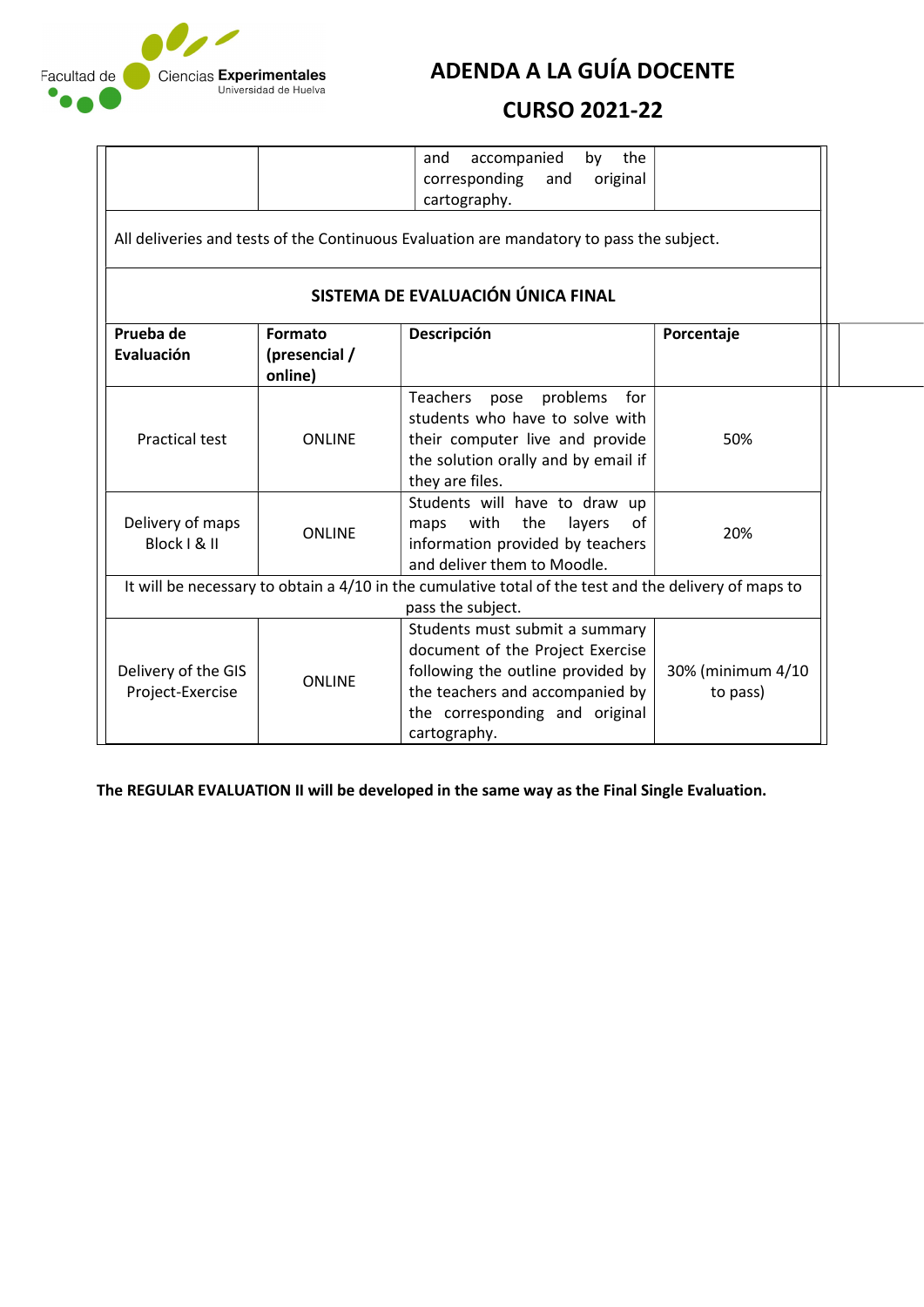| | | | |
|---|---|---|---|
| | | and accompanied by the corresponding and original cartography. | |
| All deliveries and tests of the Continuous Evaluation are mandatory to pass the subject. | | | |

**SISTEMA DE EVALUACIÓN ÚNICA FINAL**

| Prueba de Evaluación | Formato (presencial / online) | Descripción | Porcentaje |
|---|---|---|---|
| Practical test | ONLINE | Teachers pose problems for students who have to solve with their computer live and provide the solution orally and by email if they are files. | 50% |
| Delivery of maps Block I & II | ONLINE | Students will have to draw up maps with the layers of information provided by teachers and deliver them to Moodle. | 20% |
| It will be necessary to obtain a 4/10 in the cumulative total of the test and the delivery of maps to pass the subject. | | | |
| Delivery of the GIS Project-Exercise | ONLINE | Students must submit a summary document of the Project Exercise following the outline provided by the teachers and accompanied by the corresponding and original cartography. | 30% (minimum 4/10 to pass) |

**The REGULAR EVALUATION II will be developed in the same way as the Final Single Evaluation.**